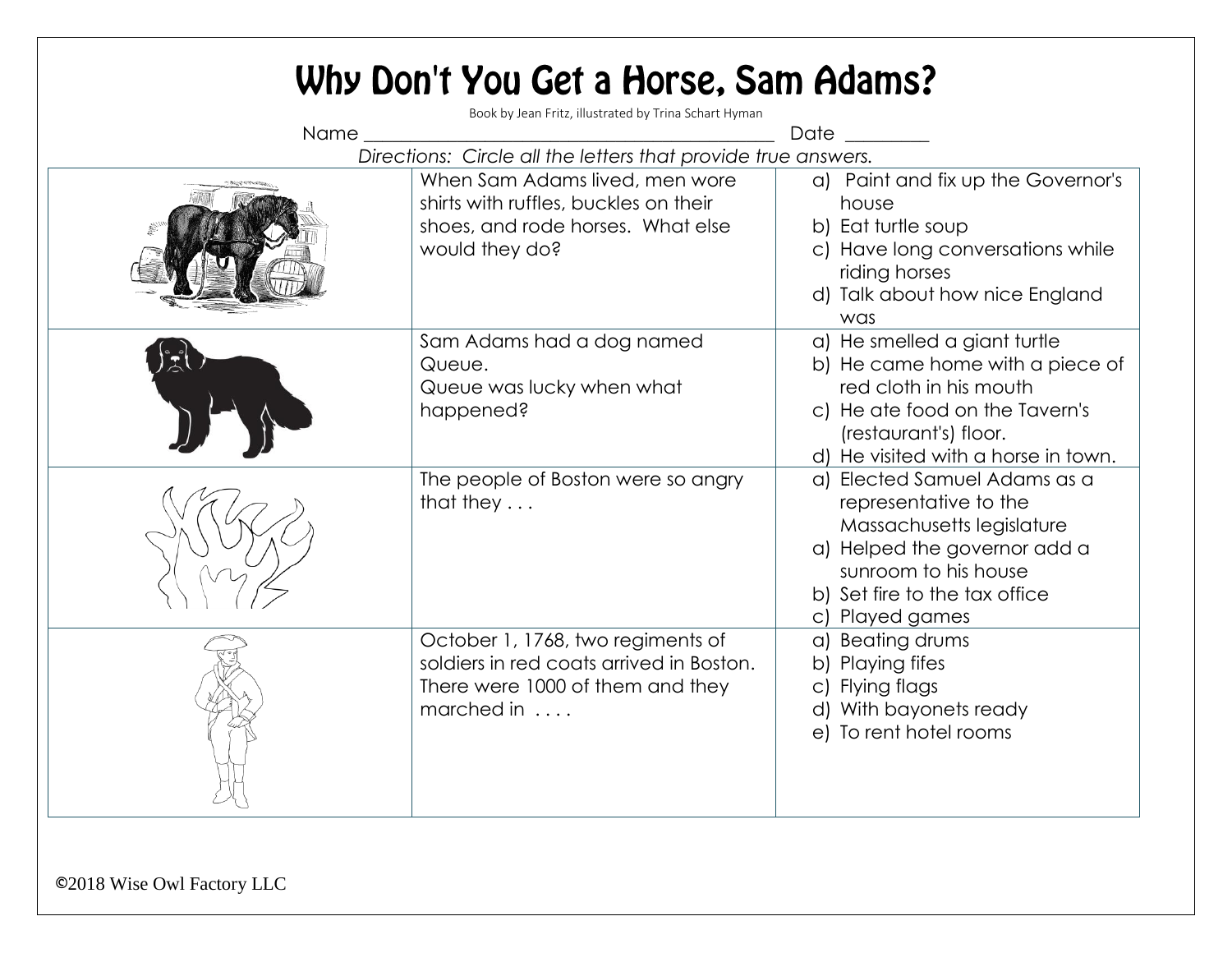# Why Don't You Get a Horse, Sam Adams?

Book by Jean Fritz, illustrated by Trina Schart Hyman

Name _______________________________________________ Date _________

*Directions: Circle all the letters that provide true answers.*

| | | |
|---|---|---|
| | When Sam Adams lived, men wore shirts with ruffles, buckles on their shoes, and rode horses. What else would they do? | a) Paint and fix up the Governor's house<br>b) Eat turtle soup<br>c) Have long conversations while riding horses<br>d) Talk about how nice England was |
| | Sam Adams had a dog named Queue.<br>Queue was lucky when what happened? | a) He smelled a giant turtle<br>b) He came home with a piece of red cloth in his mouth<br>c) He ate food on the Tavern's (restaurant's) floor.<br>d) He visited with a horse in town. |
| | The people of Boston were so angry that they . . . | a) Elected Samuel Adams as a representative to the Massachusetts legislature<br>a) Helped the governor add a sunroom to his house<br>b) Set fire to the tax office<br>c) Played games |
| | October 1, 1768, two regiments of soldiers in red coats arrived in Boston. There were 1000 of them and they marched in . . . . | a) Beating drums<br>b) Playing fifes<br>c) Flying flags<br>d) With bayonets ready<br>e) To rent hotel rooms |

©2018 Wise Owl Factory LLC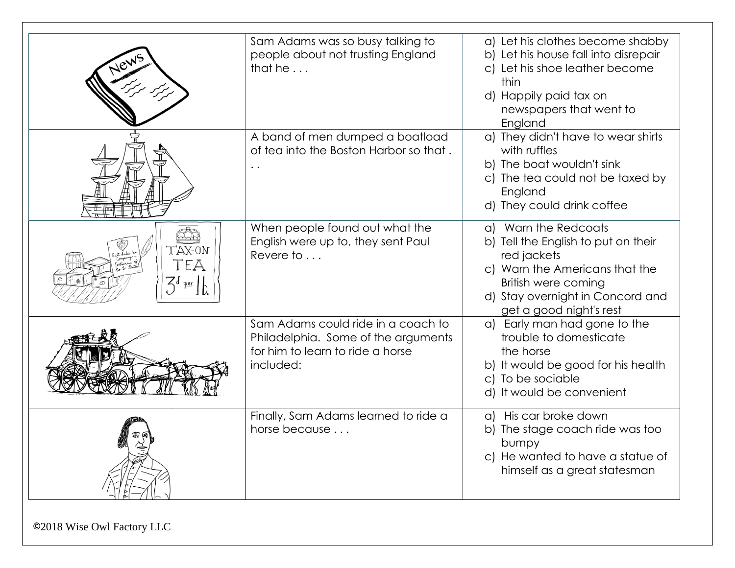| | | |
|---|---|---|
| | Sam Adams was so busy talking to people about not trusting England that he . . . | a) Let his clothes become shabby<br>b) Let his house fall into disrepair<br>c) Let his shoe leather become thin<br>d) Happily paid tax on newspapers that went to England |
| | A band of men dumped a boatload of tea into the Boston Harbor so that . . . | a) They didn't have to wear shirts with ruffles<br>b) The boat wouldn't sink<br>c) The tea could not be taxed by England<br>d) They could drink coffee |
| | When people found out what the English were up to, they sent Paul Revere to . . . | a) Warn the Redcoats<br>b) Tell the English to put on their red jackets<br>c) Warn the Americans that the British were coming<br>d) Stay overnight in Concord and get a good night's rest |
| | Sam Adams could ride in a coach to Philadelphia. Some of the arguments for him to learn to ride a horse included: | a) Early man had gone to the trouble to domesticate the horse<br>b) It would be good for his health<br>c) To be sociable<br>d) It would be convenient |
| | Finally, Sam Adams learned to ride a horse because . . . | a) His car broke down<br>b) The stage coach ride was too bumpy<br>c) He wanted to have a statue of himself as a great statesman |

©2018 Wise Owl Factory LLC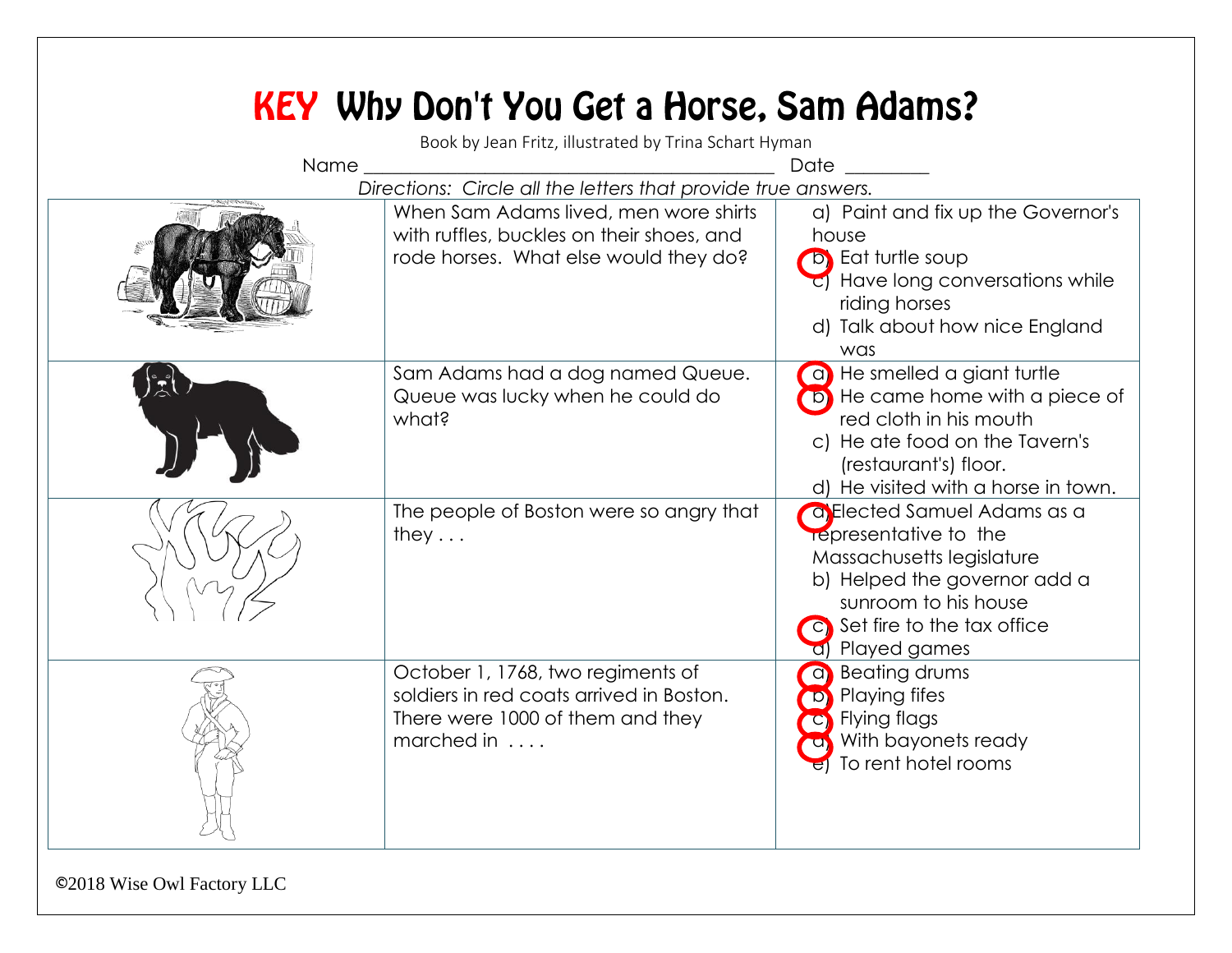# KEY Why Don't You Get a Horse, Sam Adams?

Book by Jean Fritz, illustrated by Trina Schart Hyman

Name ________________________________________ Date ________

*Directions: Circle all the letters that provide true answers.*

| | | |
|---|---|---|
| | When Sam Adams lived, men wore shirts with ruffles, buckles on their shoes, and rode horses. What else would they do? | a) Paint and fix up the Governor's house<br>b) Eat turtle soup<br>c) Have long conversations while riding horses<br>d) Talk about how nice England was |
| | Sam Adams had a dog named Queue. Queue was lucky when he could do what? | a) He smelled a giant turtle<br>b) He came home with a piece of red cloth in his mouth<br>c) He ate food on the Tavern's (restaurant's) floor.<br>d) He visited with a horse in town. |
| | The people of Boston were so angry that they . . . | a) Elected Samuel Adams as a representative to the Massachusetts legislature<br>b) Helped the governor add a sunroom to his house<br>c) Set fire to the tax office<br>d) Played games |
| | October 1, 1768, two regiments of soldiers in red coats arrived in Boston. There were 1000 of them and they marched in . . . . | a) Beating drums<br>b) Playing fifes<br>c) Flying flags<br>d) With bayonets ready<br>e) To rent hotel rooms |

©2018 Wise Owl Factory LLC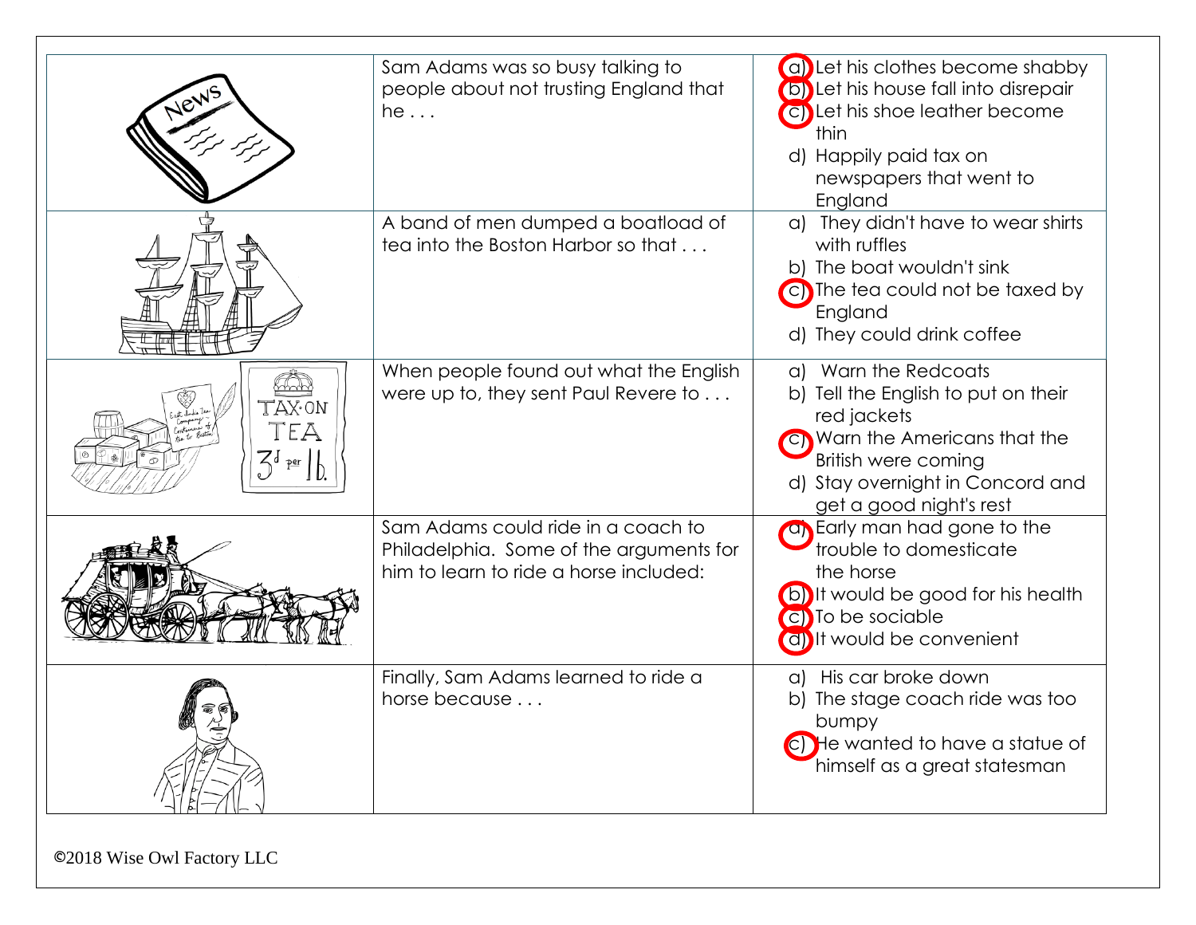| | | |
|---|---|---|
| | Sam Adams was so busy talking to people about not trusting England that he . . . | a) Let his clothes become shabby<br>b) Let his house fall into disrepair<br>c) Let his shoe leather become thin<br>d) Happily paid tax on newspapers that went to England |
| | A band of men dumped a boatload of tea into the Boston Harbor so that . . . | a) They didn't have to wear shirts with ruffles<br>b) The boat wouldn't sink<br>c) The tea could not be taxed by England<br>d) They could drink coffee |
| | When people found out what the English were up to, they sent Paul Revere to . . . | a) Warn the Redcoats<br>b) Tell the English to put on their red jackets<br>c) Warn the Americans that the British were coming<br>d) Stay overnight in Concord and get a good night's rest |
| | Sam Adams could ride in a coach to Philadelphia. Some of the arguments for him to learn to ride a horse included: | a) Early man had gone to the trouble to domesticate the horse<br>b) It would be good for his health<br>c) To be sociable<br>d) It would be convenient |
| | Finally, Sam Adams learned to ride a horse because . . . | a) His car broke down<br>b) The stage coach ride was too bumpy<br>c) He wanted to have a statue of himself as a great statesman |

©2018 Wise Owl Factory LLC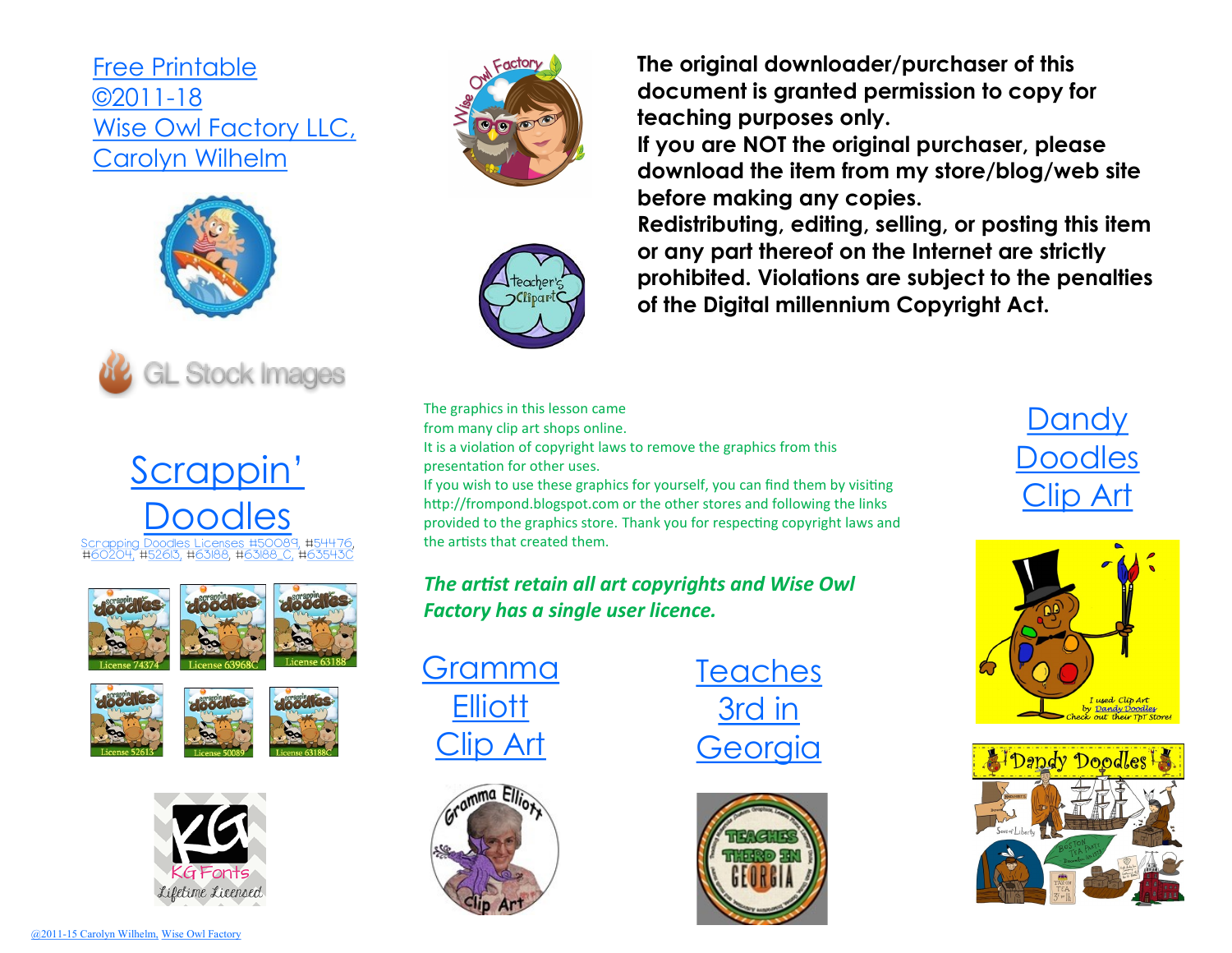Free Printable
©2011-18
Wise Owl Factory LLC,
Carolyn Wilhelm

**The original downloader/purchaser of this document is granted permission to copy for teaching purposes only.**
**If you are NOT the original purchaser, please download the item from my store/blog/web site before making any copies.**
**Redistributing, editing, selling, or posting this item or any part thereof on the Internet are strictly prohibited. Violations are subject to the penalties of the Digital millennium Copyright Act.**

GL Stock Images

Scrappin' Doodles

Scrapping Doodles Licenses #50089, #54476, #60204, #52613, #63188, #63188_C, #63543C

The graphics in this lesson came from many clip art shops online.
It is a violation of copyright laws to remove the graphics from this presentation for other uses.
If you wish to use these graphics for yourself, you can find them by visiting http://frompond.blogspot.com or the other stores and following the links provided to the graphics store. Thank you for respecting copyright laws and the artists that created them.

***The artist retain all art copyrights and Wise Owl Factory has a single user licence.***

Dandy Doodles Clip Art

Gramma Elliott Clip Art

Teaches 3rd in Georgia

@2011-15 Carolyn Wilhelm, Wise Owl Factory